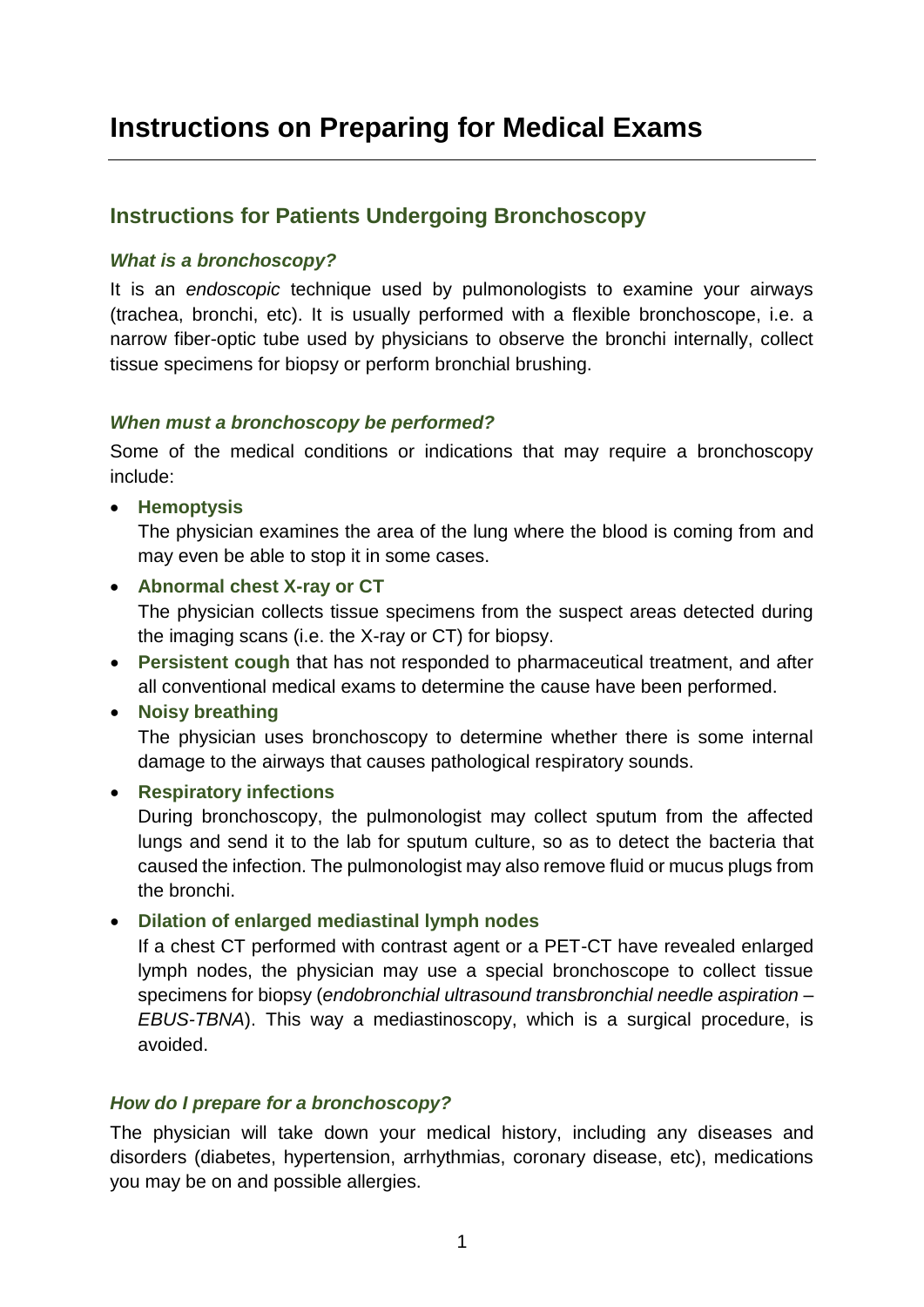# Instructions on Preparing for Medical Exams

## Instructions for Patients Undergoing Bronchoscopy

### *What is a bronchoscopy?*

It is an *endoscopic* technique used by pulmonologists to examine your airways (trachea, bronchi, etc). It is usually performed with a flexible bronchoscope, i.e. a narrow fiber-optic tube used by physicians to observe the bronchi internally, collect tissue specimens for biopsy or perform bronchial brushing.

### *When must a bronchoscopy be performed?*

Some of the medical conditions or indications that may require a bronchoscopy include:

- **Hemoptysis**
  The physician examines the area of the lung where the blood is coming from and may even be able to stop it in some cases.
- **Abnormal chest X-ray or CT**
  The physician collects tissue specimens from the suspect areas detected during the imaging scans (i.e. the X-ray or CT) for biopsy.
- **Persistent cough** that has not responded to pharmaceutical treatment, and after all conventional medical exams to determine the cause have been performed.
- **Noisy breathing**
  The physician uses bronchoscopy to determine whether there is some internal damage to the airways that causes pathological respiratory sounds.
- **Respiratory infections**
  During bronchoscopy, the pulmonologist may collect sputum from the affected lungs and send it to the lab for sputum culture, so as to detect the bacteria that caused the infection. The pulmonologist may also remove fluid or mucus plugs from the bronchi.
- **Dilation of enlarged mediastinal lymph nodes**
  If a chest CT performed with contrast agent or a PET-CT have revealed enlarged lymph nodes, the physician may use a special bronchoscope to collect tissue specimens for biopsy (*endobronchial ultrasound transbronchial needle aspiration – EBUS-TBNA*). This way a mediastinoscopy, which is a surgical procedure, is avoided.

### *How do I prepare for a bronchoscopy?*

The physician will take down your medical history, including any diseases and disorders (diabetes, hypertension, arrhythmias, coronary disease, etc), medications you may be on and possible allergies.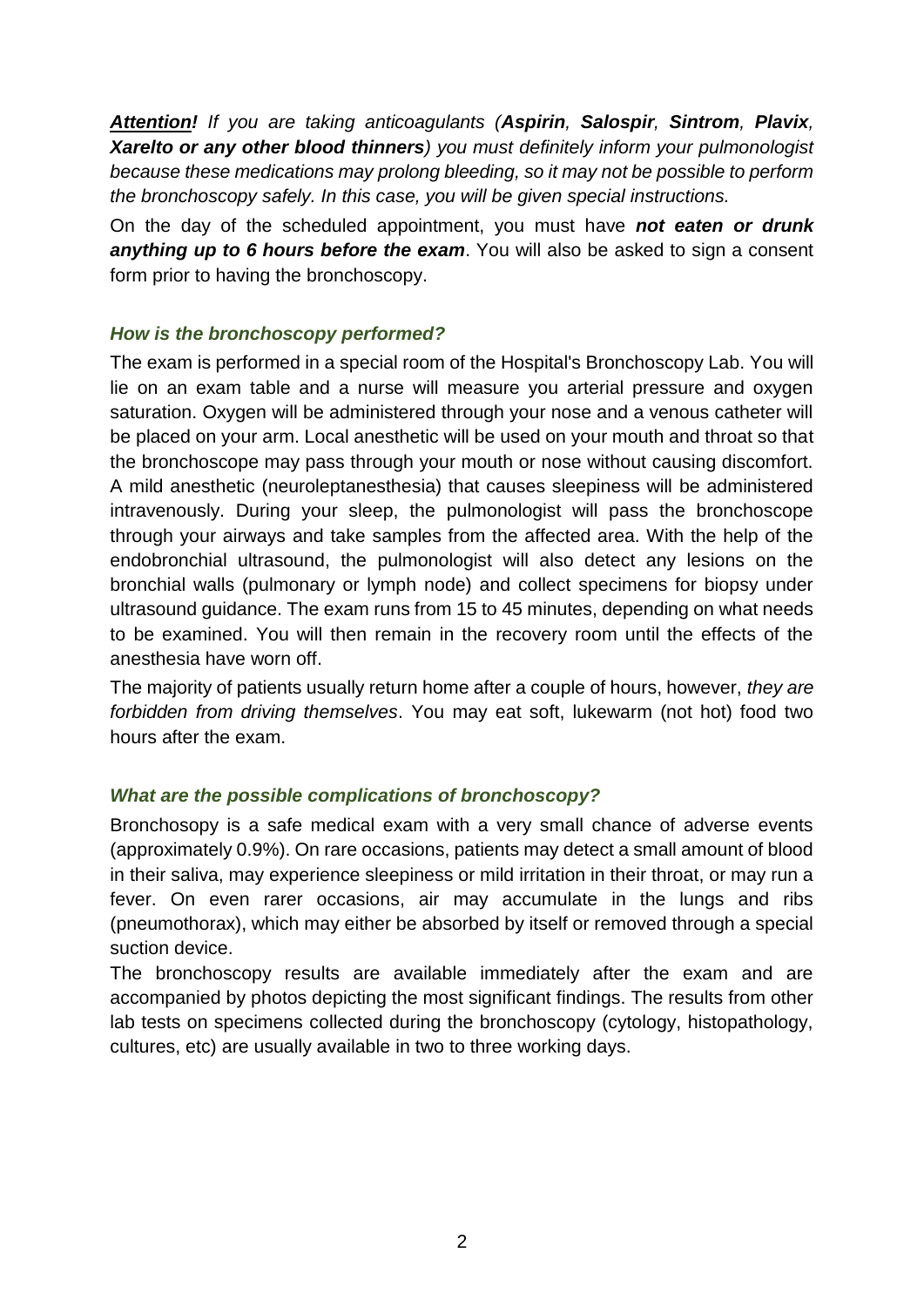***Attention!*** *If you are taking anticoagulants (**Aspirin**, **Salospir**, **Sintrom**, **Plavix**, **Xarelto or any other blood thinners**) you must definitely inform your pulmonologist because these medications may prolong bleeding, so it may not be possible to perform the bronchoscopy safely. In this case, you will be given special instructions.*

On the day of the scheduled appointment, you must have ***not eaten or drunk anything up to 6 hours before the exam***. You will also be asked to sign a consent form prior to having the bronchoscopy.

### *How is the bronchoscopy performed?*

The exam is performed in a special room of the Hospital's Bronchoscopy Lab. You will lie on an exam table and a nurse will measure you arterial pressure and oxygen saturation. Oxygen will be administered through your nose and a venous catheter will be placed on your arm. Local anesthetic will be used on your mouth and throat so that the bronchoscope may pass through your mouth or nose without causing discomfort. A mild anesthetic (neuroleptanesthesia) that causes sleepiness will be administered intravenously. During your sleep, the pulmonologist will pass the bronchoscope through your airways and take samples from the affected area. With the help of the endobronchial ultrasound, the pulmonologist will also detect any lesions on the bronchial walls (pulmonary or lymph node) and collect specimens for biopsy under ultrasound guidance. The exam runs from 15 to 45 minutes, depending on what needs to be examined. You will then remain in the recovery room until the effects of the anesthesia have worn off.

The majority of patients usually return home after a couple of hours, however, *they are forbidden from driving themselves*. You may eat soft, lukewarm (not hot) food two hours after the exam.

### *What are the possible complications of bronchoscopy?*

Bronchosopy is a safe medical exam with a very small chance of adverse events (approximately 0.9%). On rare occasions, patients may detect a small amount of blood in their saliva, may experience sleepiness or mild irritation in their throat, or may run a fever. On even rarer occasions, air may accumulate in the lungs and ribs (pneumothorax), which may either be absorbed by itself or removed through a special suction device.

The bronchoscopy results are available immediately after the exam and are accompanied by photos depicting the most significant findings. The results from other lab tests on specimens collected during the bronchoscopy (cytology, histopathology, cultures, etc) are usually available in two to three working days.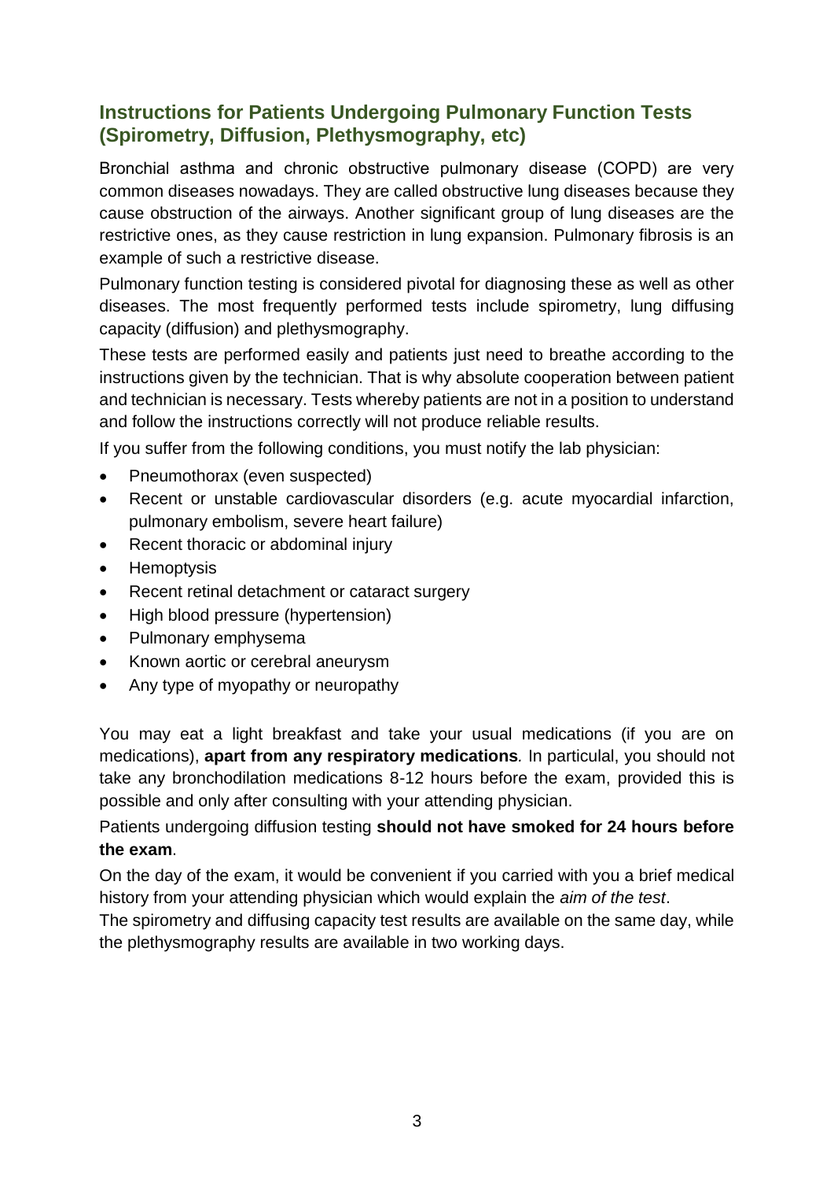## Instructions for Patients Undergoing Pulmonary Function Tests (Spirometry, Diffusion, Plethysmography, etc)

Bronchial asthma and chronic obstructive pulmonary disease (COPD) are very common diseases nowadays. They are called obstructive lung diseases because they cause obstruction of the airways. Another significant group of lung diseases are the restrictive ones, as they cause restriction in lung expansion. Pulmonary fibrosis is an example of such a restrictive disease.

Pulmonary function testing is considered pivotal for diagnosing these as well as other diseases. The most frequently performed tests include spirometry, lung diffusing capacity (diffusion) and plethysmography.

These tests are performed easily and patients just need to breathe according to the instructions given by the technician. That is why absolute cooperation between patient and technician is necessary. Tests whereby patients are not in a position to understand and follow the instructions correctly will not produce reliable results.

If you suffer from the following conditions, you must notify the lab physician:

- Pneumothorax (even suspected)
- Recent or unstable cardiovascular disorders (e.g. acute myocardial infarction, pulmonary embolism, severe heart failure)
- Recent thoracic or abdominal injury
- Hemoptysis
- Recent retinal detachment or cataract surgery
- High blood pressure (hypertension)
- Pulmonary emphysema
- Known aortic or cerebral aneurysm
- Any type of myopathy or neuropathy

You may eat a light breakfast and take your usual medications (if you are on medications), **apart from any respiratory medications***.* In particular, you should not take any bronchodilation medications 8-12 hours before the exam, provided this is possible and only after consulting with your attending physician.

Patients undergoing diffusion testing **should not have smoked for 24 hours before the exam**.

On the day of the exam, it would be convenient if you carried with you a brief medical history from your attending physician which would explain the *aim of the test*.

The spirometry and diffusing capacity test results are available on the same day, while the plethysmography results are available in two working days.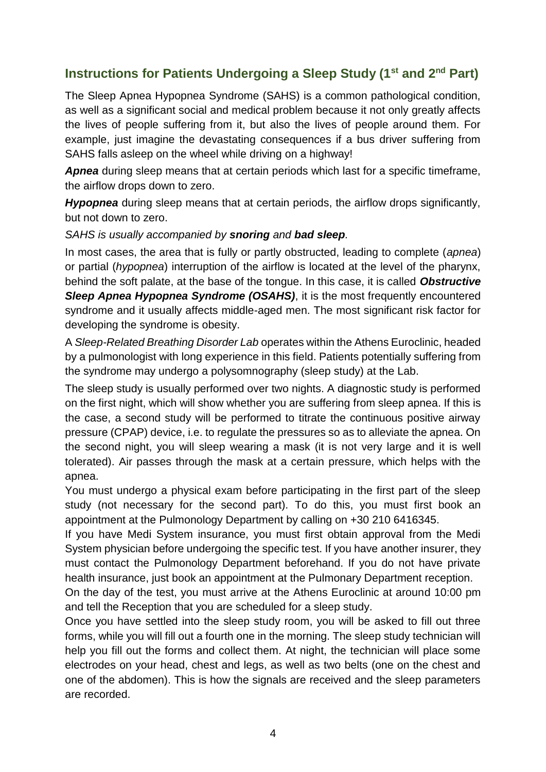## Instructions for Patients Undergoing a Sleep Study (1st and 2nd Part)

The Sleep Apnea Hypopnea Syndrome (SAHS) is a common pathological condition, as well as a significant social and medical problem because it not only greatly affects the lives of people suffering from it, but also the lives of people around them. For example, just imagine the devastating consequences if a bus driver suffering from SAHS falls asleep on the wheel while driving on a highway!

***Apnea*** during sleep means that at certain periods which last for a specific timeframe, the airflow drops down to zero.

***Hypopnea*** during sleep means that at certain periods, the airflow drops significantly, but not down to zero.

*SAHS is usually accompanied by **snoring** and **bad sleep**.*

In most cases, the area that is fully or partly obstructed, leading to complete (*apnea*) or partial (*hypopnea*) interruption of the airflow is located at the level of the pharynx, behind the soft palate, at the base of the tongue. In this case, it is called ***Obstructive Sleep Apnea Hypopnea Syndrome (OSAHS)***, it is the most frequently encountered syndrome and it usually affects middle-aged men. The most significant risk factor for developing the syndrome is obesity.

A *Sleep-Related Breathing Disorder Lab* operates within the Athens Euroclinic, headed by a pulmonologist with long experience in this field. Patients potentially suffering from the syndrome may undergo a polysomnography (sleep study) at the Lab.

The sleep study is usually performed over two nights. A diagnostic study is performed on the first night, which will show whether you are suffering from sleep apnea. If this is the case, a second study will be performed to titrate the continuous positive airway pressure (CPAP) device, i.e. to regulate the pressures so as to alleviate the apnea. On the second night, you will sleep wearing a mask (it is not very large and it is well tolerated). Air passes through the mask at a certain pressure, which helps with the apnea.

You must undergo a physical exam before participating in the first part of the sleep study (not necessary for the second part). To do this, you must first book an appointment at the Pulmonology Department by calling on +30 210 6416345.

If you have Medi System insurance, you must first obtain approval from the Medi System physician before undergoing the specific test. If you have another insurer, they must contact the Pulmonology Department beforehand. If you do not have private health insurance, just book an appointment at the Pulmonary Department reception.

On the day of the test, you must arrive at the Athens Euroclinic at around 10:00 pm and tell the Reception that you are scheduled for a sleep study.

Once you have settled into the sleep study room, you will be asked to fill out three forms, while you will fill out a fourth one in the morning. The sleep study technician will help you fill out the forms and collect them. At night, the technician will place some electrodes on your head, chest and legs, as well as two belts (one on the chest and one of the abdomen). This is how the signals are received and the sleep parameters are recorded.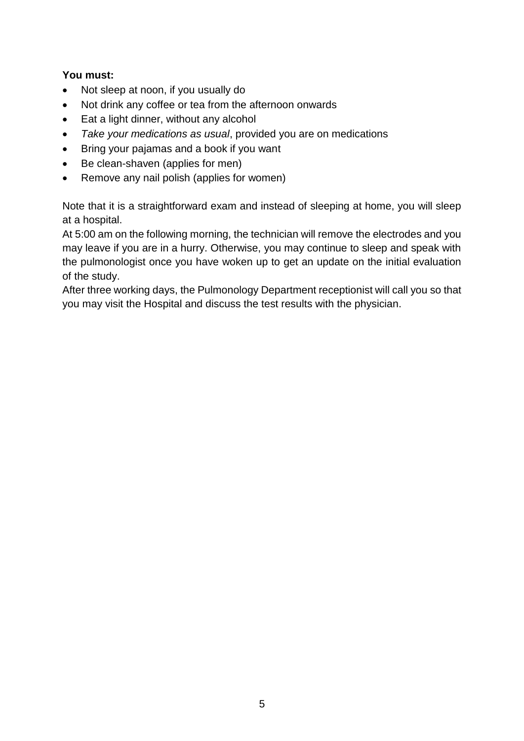**You must:**

- Not sleep at noon, if you usually do
- Not drink any coffee or tea from the afternoon onwards
- Eat a light dinner, without any alcohol
- *Take your medications as usual*, provided you are on medications
- Bring your pajamas and a book if you want
- Be clean-shaven (applies for men)
- Remove any nail polish (applies for women)

Note that it is a straightforward exam and instead of sleeping at home, you will sleep at a hospital.
At 5:00 am on the following morning, the technician will remove the electrodes and you may leave if you are in a hurry. Otherwise, you may continue to sleep and speak with the pulmonologist once you have woken up to get an update on the initial evaluation of the study.
After three working days, the Pulmonology Department receptionist will call you so that you may visit the Hospital and discuss the test results with the physician.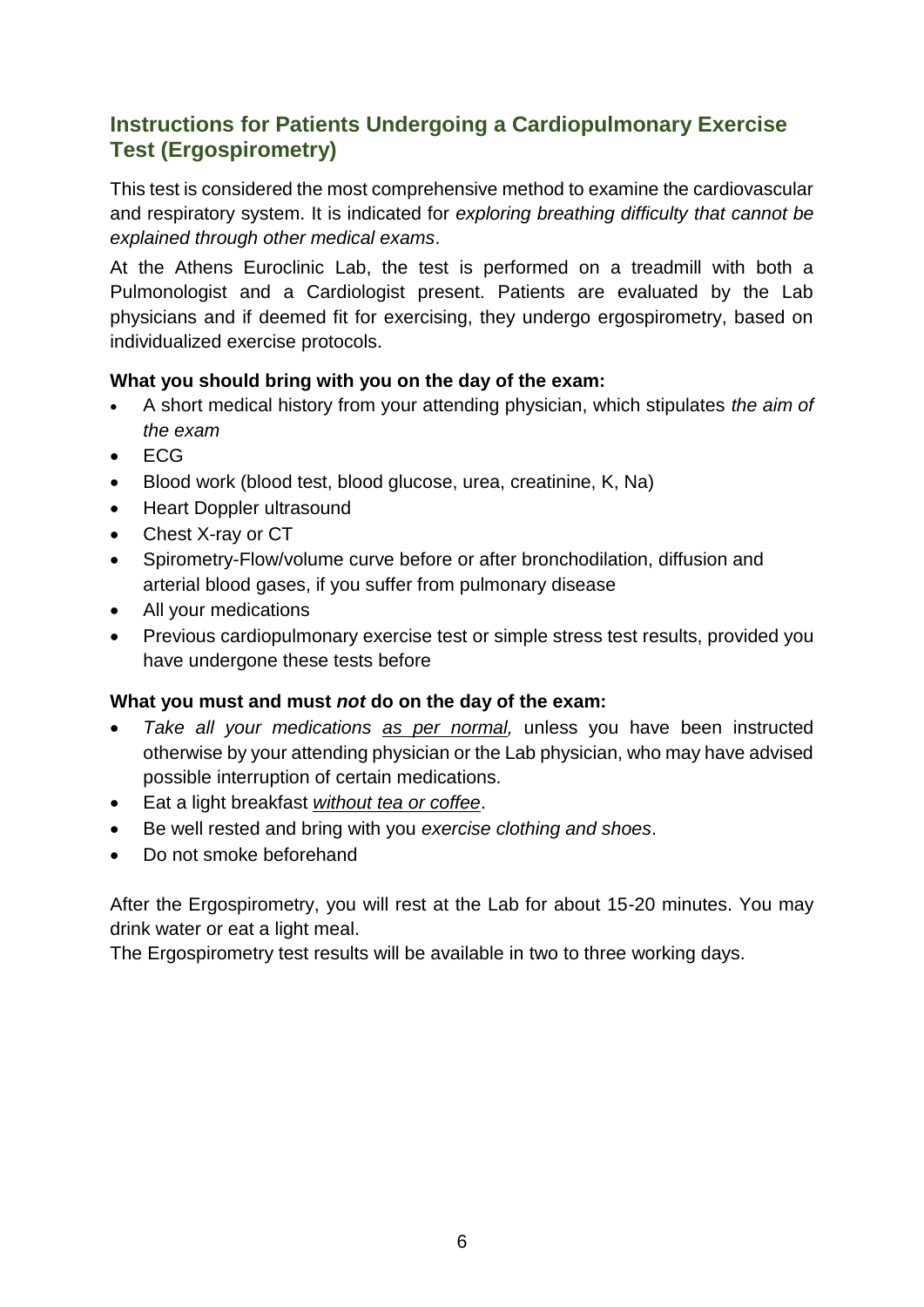## Instructions for Patients Undergoing a Cardiopulmonary Exercise Test (Ergospirometry)

This test is considered the most comprehensive method to examine the cardiovascular and respiratory system. It is indicated for *exploring breathing difficulty that cannot be explained through other medical exams*.

At the Athens Euroclinic Lab, the test is performed on a treadmill with both a Pulmonologist and a Cardiologist present. Patients are evaluated by the Lab physicians and if deemed fit for exercising, they undergo ergospirometry, based on individualized exercise protocols.

**What you should bring with you on the day of the exam:**

- A short medical history from your attending physician, which stipulates *the aim of the exam*
- ECG
- Blood work (blood test, blood glucose, urea, creatinine, K, Na)
- Heart Doppler ultrasound
- Chest X-ray or CT
- Spirometry-Flow/volume curve before or after bronchodilation, diffusion and arterial blood gases, if you suffer from pulmonary disease
- All your medications
- Previous cardiopulmonary exercise test or simple stress test results, provided you have undergone these tests before

**What you must and must *not* do on the day of the exam:**

- *Take all your medications as per normal,* unless you have been instructed otherwise by your attending physician or the Lab physician, who may have advised possible interruption of certain medications.
- Eat a light breakfast *without tea or coffee*.
- Be well rested and bring with you *exercise clothing and shoes*.
- Do not smoke beforehand

After the Ergospirometry, you will rest at the Lab for about 15-20 minutes. You may drink water or eat a light meal.

The Ergospirometry test results will be available in two to three working days.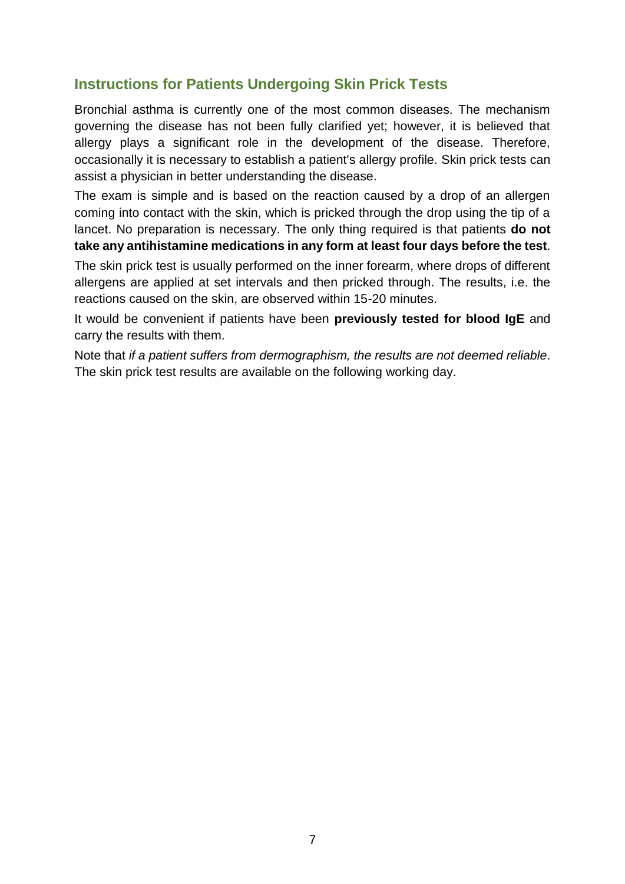## Instructions for Patients Undergoing Skin Prick Tests

Bronchial asthma is currently one of the most common diseases. The mechanism governing the disease has not been fully clarified yet; however, it is believed that allergy plays a significant role in the development of the disease. Therefore, occasionally it is necessary to establish a patient's allergy profile. Skin prick tests can assist a physician in better understanding the disease.

The exam is simple and is based on the reaction caused by a drop of an allergen coming into contact with the skin, which is pricked through the drop using the tip of a lancet. No preparation is necessary. The only thing required is that patients **do not take any antihistamine medications in any form at least four days before the test**.

The skin prick test is usually performed on the inner forearm, where drops of different allergens are applied at set intervals and then pricked through. The results, i.e. the reactions caused on the skin, are observed within 15-20 minutes.

It would be convenient if patients have been **previously tested for blood IgE** and carry the results with them.

Note that *if a patient suffers from dermographism, the results are not deemed reliable*. The skin prick test results are available on the following working day.